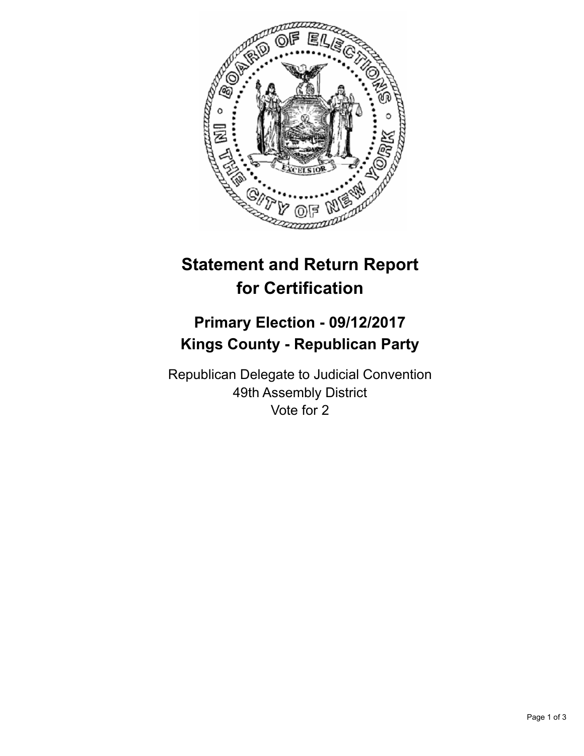# Statement and Return Report for Certification

## Primary Election - 09/12/2017
## Kings County - Republican Party

Republican Delegate to Judicial Convention
49th Assembly District
Vote for 2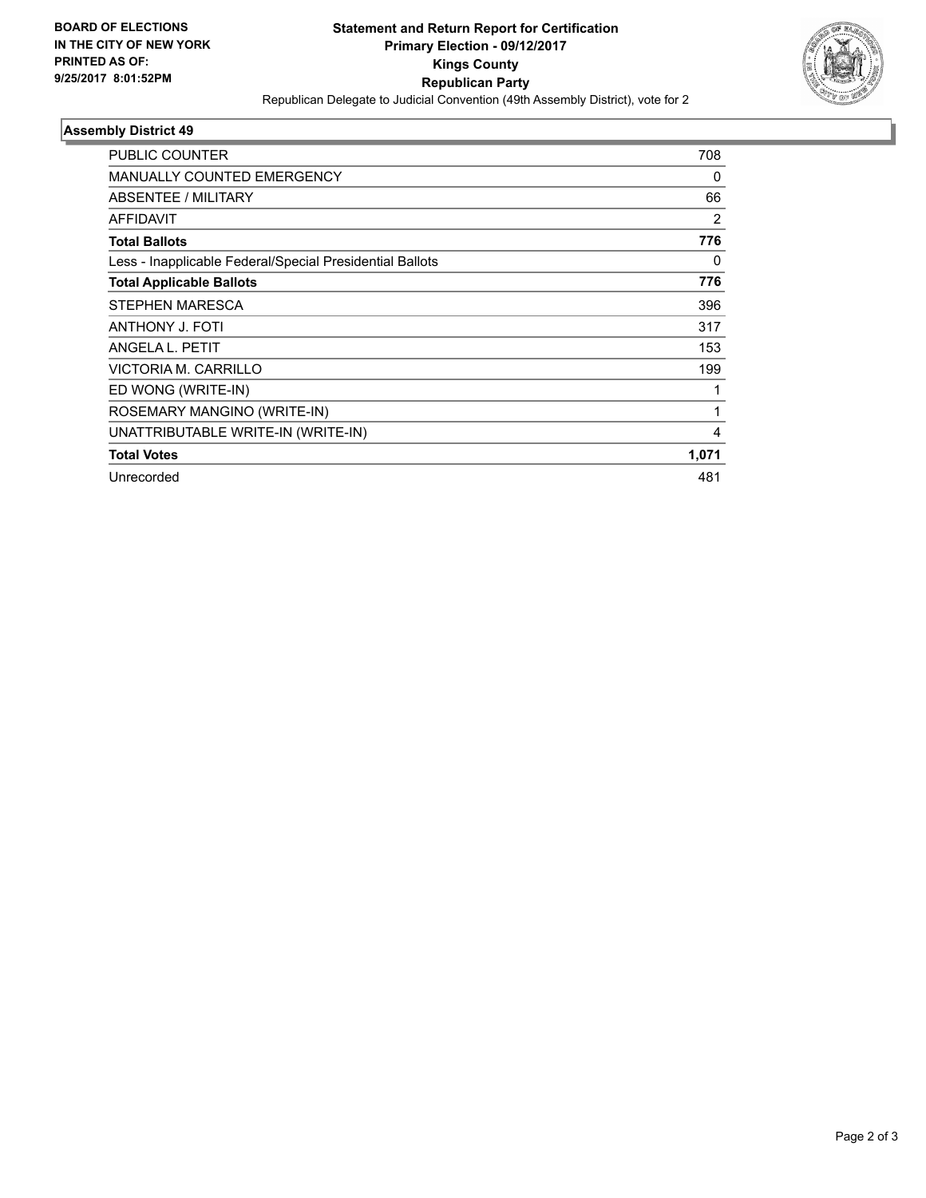BOARD OF ELECTIONS
IN THE CITY OF NEW YORK
PRINTED AS OF:
9/25/2017 8:01:52PM

**Statement and Return Report for Certification**
**Primary Election - 09/12/2017**
**Kings County**
**Republican Party**
Republican Delegate to Judicial Convention (49th Assembly District), vote for 2

### Assembly District 49

| | |
|---|---|
| PUBLIC COUNTER | 708 |
| MANUALLY COUNTED EMERGENCY | 0 |
| ABSENTEE / MILITARY | 66 |
| AFFIDAVIT | 2 |
| **Total Ballots** | **776** |
| Less - Inapplicable Federal/Special Presidential Ballots | 0 |
| **Total Applicable Ballots** | **776** |
| STEPHEN MARESCA | 396 |
| ANTHONY J. FOTI | 317 |
| ANGELA L. PETIT | 153 |
| VICTORIA M. CARRILLO | 199 |
| ED WONG (WRITE-IN) | 1 |
| ROSEMARY MANGINO (WRITE-IN) | 1 |
| UNATTRIBUTABLE WRITE-IN (WRITE-IN) | 4 |
| **Total Votes** | **1,071** |
| Unrecorded | 481 |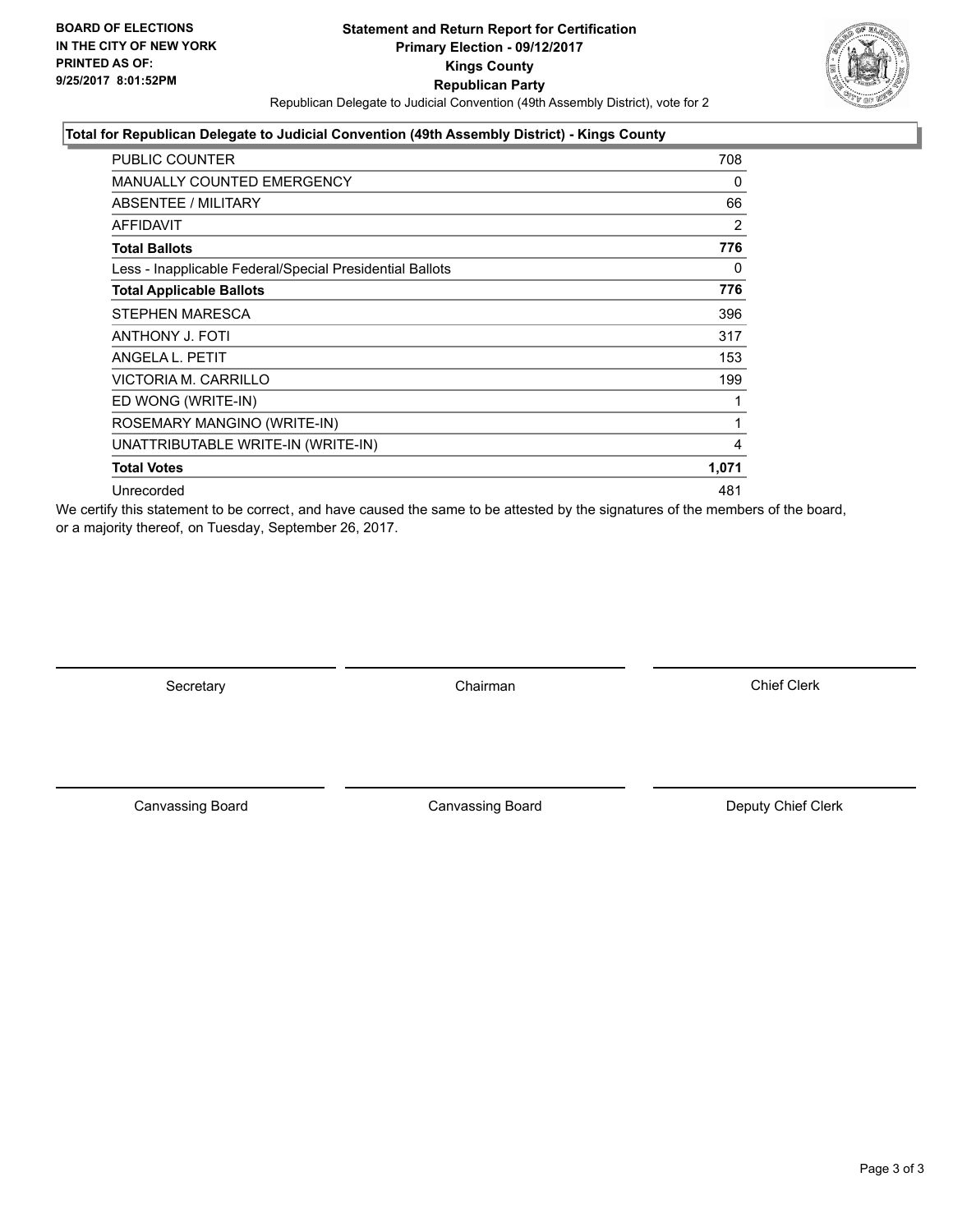**BOARD OF ELECTIONS IN THE CITY OF NEW YORK PRINTED AS OF: 9/25/2017 8:01:52PM**

# Statement and Return Report for Certification
## Primary Election - 09/12/2017
## Kings County
## Republican Party

Republican Delegate to Judicial Convention (49th Assembly District), vote for 2

### Total for Republican Delegate to Judicial Convention (49th Assembly District) - Kings County

| | |
|---|---|
| PUBLIC COUNTER | 708 |
| MANUALLY COUNTED EMERGENCY | 0 |
| ABSENTEE / MILITARY | 66 |
| AFFIDAVIT | 2 |
| **Total Ballots** | **776** |
| Less - Inapplicable Federal/Special Presidential Ballots | 0 |
| **Total Applicable Ballots** | **776** |
| STEPHEN MARESCA | 396 |
| ANTHONY J. FOTI | 317 |
| ANGELA L. PETIT | 153 |
| VICTORIA M. CARRILLO | 199 |
| ED WONG (WRITE-IN) | 1 |
| ROSEMARY MANGINO (WRITE-IN) | 1 |
| UNATTRIBUTABLE WRITE-IN (WRITE-IN) | 4 |
| **Total Votes** | **1,071** |
| Unrecorded | 481 |

We certify this statement to be correct, and have caused the same to be attested by the signatures of the members of the board, or a majority thereof, on Tuesday, September 26, 2017.

Secretary | Chairman | Chief Clerk

Canvassing Board | Canvassing Board | Deputy Chief Clerk